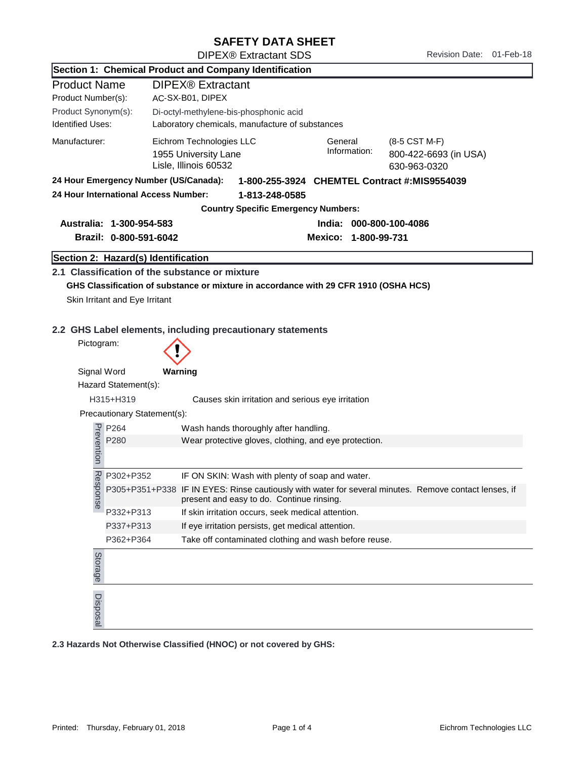# SAFETY DATA SHEET

DIPEX® Extractant SDS

Revision Date: 01-Feb-18

## Section 1: Chemical Product and Company Identification

| | |
|---|---|
| Product Name | DIPEX® Extractant |
| Product Number(s): | AC-SX-B01, DIPEX |
| Product Synonym(s): | Di-octyl-methylene-bis-phosphonic acid |
| Identified Uses: | Laboratory chemicals, manufacture of substances |
| Manufacturer: | Eichrom Technologies LLC<br>1955 University Lane<br>Lisle, Illinois 60532 |
| General Information: | (8-5 CST M-F)<br>800-422-6693 (in USA)<br>630-963-0320 |

**24 Hour Emergency Number (US/Canada): 1-800-255-3924 CHEMTEL Contract #:MIS9554039**

**24 Hour International Access Number: 1-813-248-0585**

**Country Specific Emergency Numbers:**

**Australia: 1-300-954-583**

**India: 000-800-100-4086**

**Brazil: 0-800-591-6042**

**Mexico: 1-800-99-731**

## Section 2: Hazard(s) Identification

### 2.1 Classification of the substance or mixture

**GHS Classification of substance or mixture in accordance with 29 CFR 1910 (OSHA HCS)**

Skin Irritant and Eye Irritant

### 2.2 GHS Label elements, including precautionary statements

Pictogram:

Signal Word **Warning**

Hazard Statement(s):

| | |
|---|---|
| H315+H319 | Causes skin irritation and serious eye irritation |

Precautionary Statement(s):

| Category | Code | Statement |
|---|---|---|
| Prevention | P264 | Wash hands thoroughly after handling. |
| | P280 | Wear protective gloves, clothing, and eye protection. |
| Response | P302+P352 | IF ON SKIN: Wash with plenty of soap and water. |
| | P305+P351+P338 | IF IN EYES: Rinse cautiously with water for several minutes. Remove contact lenses, if present and easy to do. Continue rinsing. |
| | P332+P313 | If skin irritation occurs, seek medical attention. |
| | P337+P313 | If eye irritation persists, get medical attention. |
| | P362+P364 | Take off contaminated clothing and wash before reuse. |
| Storage | | |
| Disposal | | |

**2.3 Hazards Not Otherwise Classified (HNOC) or not covered by GHS:**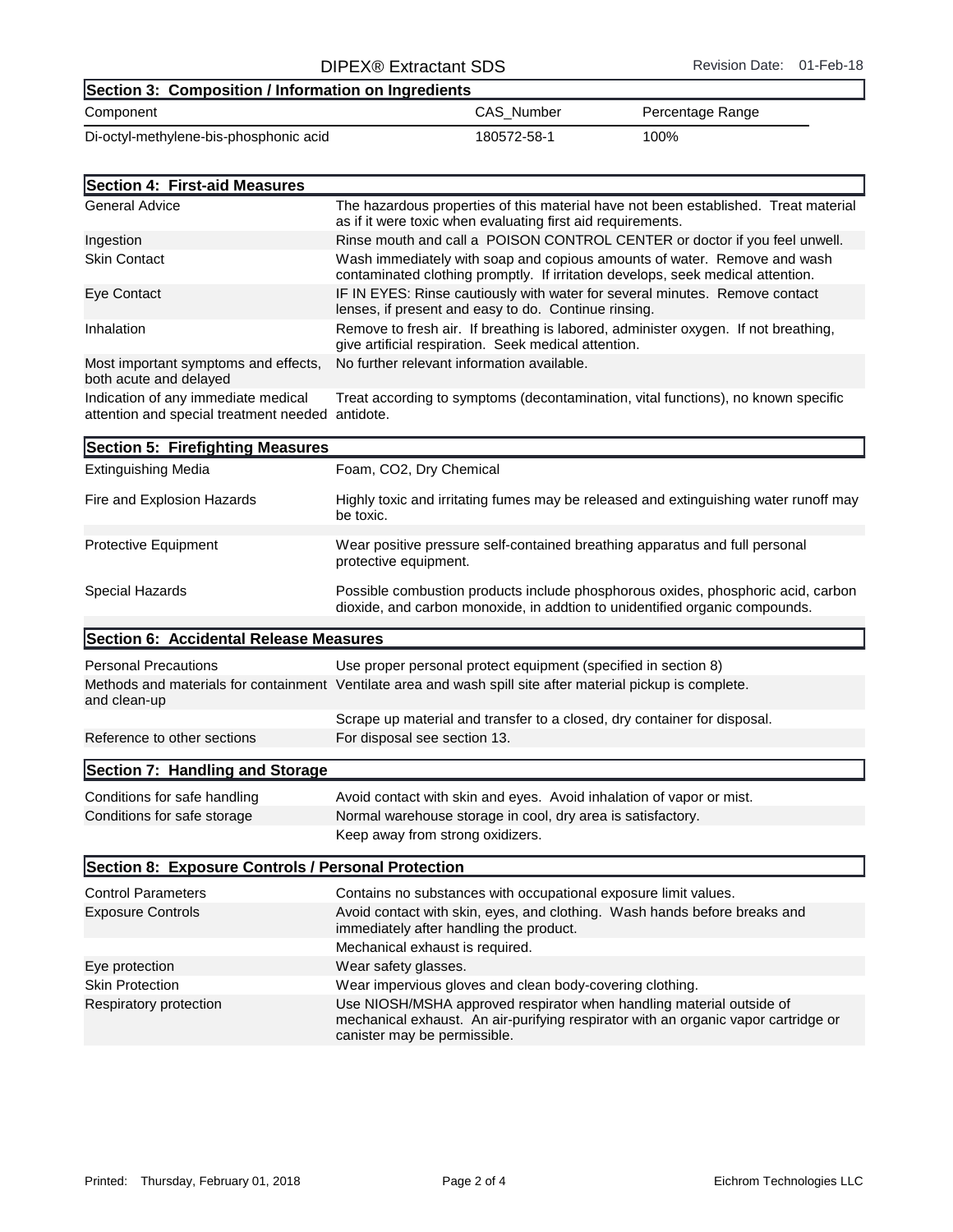## Section 3: Composition / Information on Ingredients

| Component | CAS_Number | Percentage Range |
|---|---|---|
| Di-octyl-methylene-bis-phosphonic acid | 180572-58-1 | 100% |

## Section 4: First-aid Measures

| | |
|---|---|
| General Advice | The hazardous properties of this material have not been established. Treat material as if it were toxic when evaluating first aid requirements. |
| Ingestion | Rinse mouth and call a POISON CONTROL CENTER or doctor if you feel unwell. |
| Skin Contact | Wash immediately with soap and copious amounts of water. Remove and wash contaminated clothing promptly. If irritation develops, seek medical attention. |
| Eye Contact | IF IN EYES: Rinse cautiously with water for several minutes. Remove contact lenses, if present and easy to do. Continue rinsing. |
| Inhalation | Remove to fresh air. If breathing is labored, administer oxygen. If not breathing, give artificial respiration. Seek medical attention. |
| Most important symptoms and effects, both acute and delayed | No further relevant information available. |
| Indication of any immediate medical attention and special treatment needed | Treat according to symptoms (decontamination, vital functions), no known specific antidote. |

## Section 5: Firefighting Measures

| | |
|---|---|
| Extinguishing Media | Foam, $CO_2$, Dry Chemical |
| Fire and Explosion Hazards | Highly toxic and irritating fumes may be released and extinguishing water runoff may be toxic. |
| Protective Equipment | Wear positive pressure self-contained breathing apparatus and full personal protective equipment. |
| Special Hazards | Possible combustion products include phosphorous oxides, phosphoric acid, carbon dioxide, and carbon monoxide, in addtion to unidentified organic compounds. |

## Section 6: Accidental Release Measures

| | |
|---|---|
| Personal Precautions | Use proper personal protect equipment (specified in section 8) |
| Methods and materials for containment and clean-up | Ventilate area and wash spill site after material pickup is complete. |
| | Scrape up material and transfer to a closed, dry container for disposal. |
| Reference to other sections | For disposal see section 13. |

## Section 7: Handling and Storage

| | |
|---|---|
| Conditions for safe handling | Avoid contact with skin and eyes. Avoid inhalation of vapor or mist. |
| Conditions for safe storage | Normal warehouse storage in cool, dry area is satisfactory. |
| | Keep away from strong oxidizers. |

## Section 8: Exposure Controls / Personal Protection

| | |
|---|---|
| Control Parameters | Contains no substances with occupational exposure limit values. |
| Exposure Controls | Avoid contact with skin, eyes, and clothing. Wash hands before breaks and immediately after handling the product. |
| | Mechanical exhaust is required. |
| Eye protection | Wear safety glasses. |
| Skin Protection | Wear impervious gloves and clean body-covering clothing. |
| Respiratory protection | Use NIOSH/MSHA approved respirator when handling material outside of mechanical exhaust. An air-purifying respirator with an organic vapor cartridge or canister may be permissible. |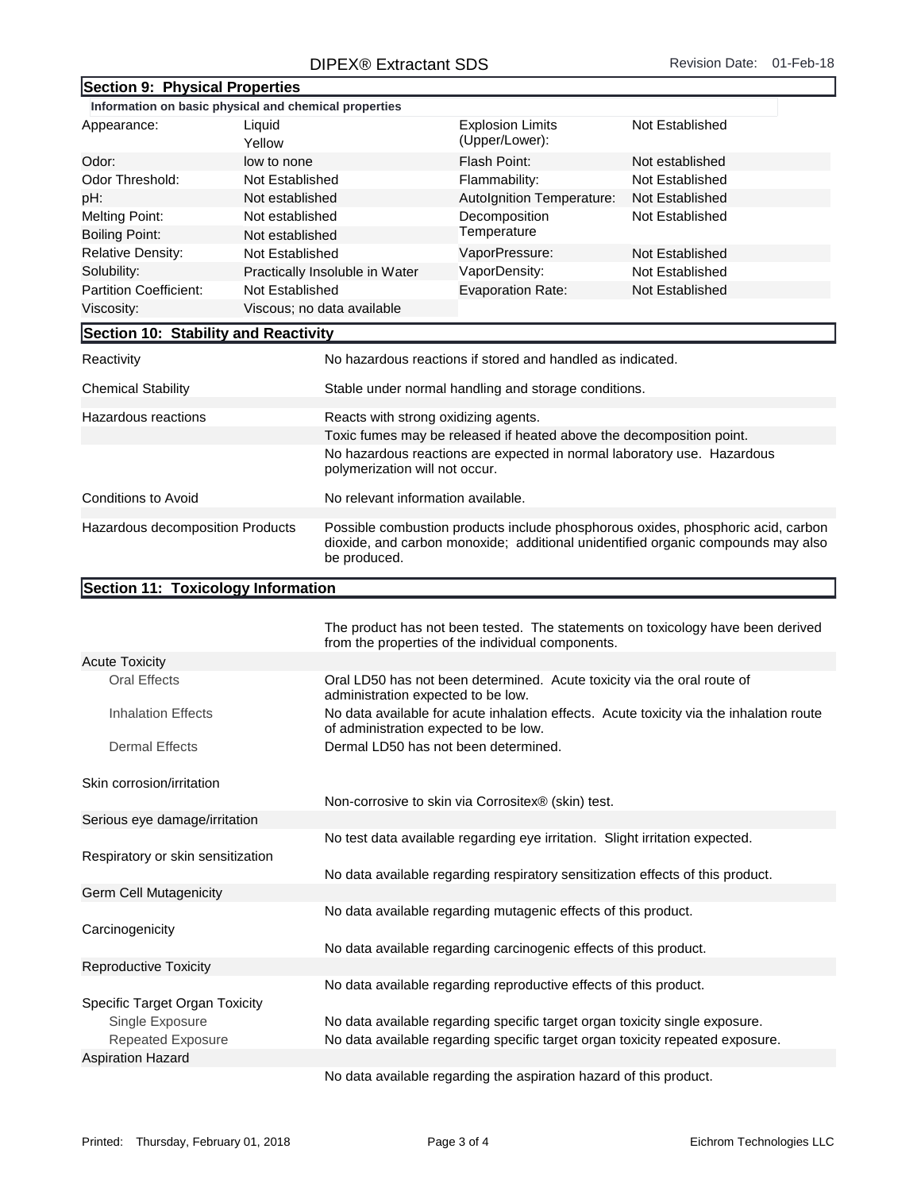## Section 9: Physical Properties

**Information on basic physical and chemical properties**

| Property | Value | Property | Value |
|---|---|---|---|
| Appearance: | Liquid Yellow | Explosion Limits (Upper/Lower): | Not Established |
| Odor: | low to none | Flash Point: | Not established |
| Odor Threshold: | Not Established | Flammability: | Not Established |
| pH: | Not established | AutoIgnition Temperature: | Not Established |
| Melting Point: | Not established | Decomposition Temperature | Not Established |
| Boiling Point: | Not established | | |
| Relative Density: | Not Established | VaporPressure: | Not Established |
| Solubility: | Practically Insoluble in Water | VaporDensity: | Not Established |
| Partition Coefficient: | Not Established | Evaporation Rate: | Not Established |
| Viscosity: | Viscous; no data available | | |

## Section 10: Stability and Reactivity

| | |
|---|---|
| Reactivity | No hazardous reactions if stored and handled as indicated. |
| Chemical Stability | Stable under normal handling and storage conditions. |
| Hazardous reactions | Reacts with strong oxidizing agents. |
| | Toxic fumes may be released if heated above the decomposition point. |
| | No hazardous reactions are expected in normal laboratory use. Hazardous polymerization will not occur. |
| Conditions to Avoid | No relevant information available. |
| Hazardous decomposition Products | Possible combustion products include phosphorous oxides, phosphoric acid, carbon dioxide, and carbon monoxide; additional unidentified organic compounds may also be produced. |

## Section 11: Toxicology Information

The product has not been tested. The statements on toxicology have been derived from the properties of the individual components.

| | |
|---|---|
| **Acute Toxicity** | |
| Oral Effects | Oral LD50 has not been determined. Acute toxicity via the oral route of administration expected to be low. |
| Inhalation Effects | No data available for acute inhalation effects. Acute toxicity via the inhalation route of administration expected to be low. |
| Dermal Effects | Dermal LD50 has not been determined. |
| **Skin corrosion/irritation** | Non-corrosive to skin via Corrositex® (skin) test. |
| **Serious eye damage/irritation** | No test data available regarding eye irritation. Slight irritation expected. |
| **Respiratory or skin sensitization** | No data available regarding respiratory sensitization effects of this product. |
| **Germ Cell Mutagenicity** | No data available regarding mutagenic effects of this product. |
| **Carcinogenicity** | No data available regarding carcinogenic effects of this product. |
| **Reproductive Toxicity** | No data available regarding reproductive effects of this product. |
| **Specific Target Organ Toxicity** | |
| Single Exposure | No data available regarding specific target organ toxicity single exposure. |
| Repeated Exposure | No data available regarding specific target organ toxicity repeated exposure. |
| **Aspiration Hazard** | No data available regarding the aspiration hazard of this product. |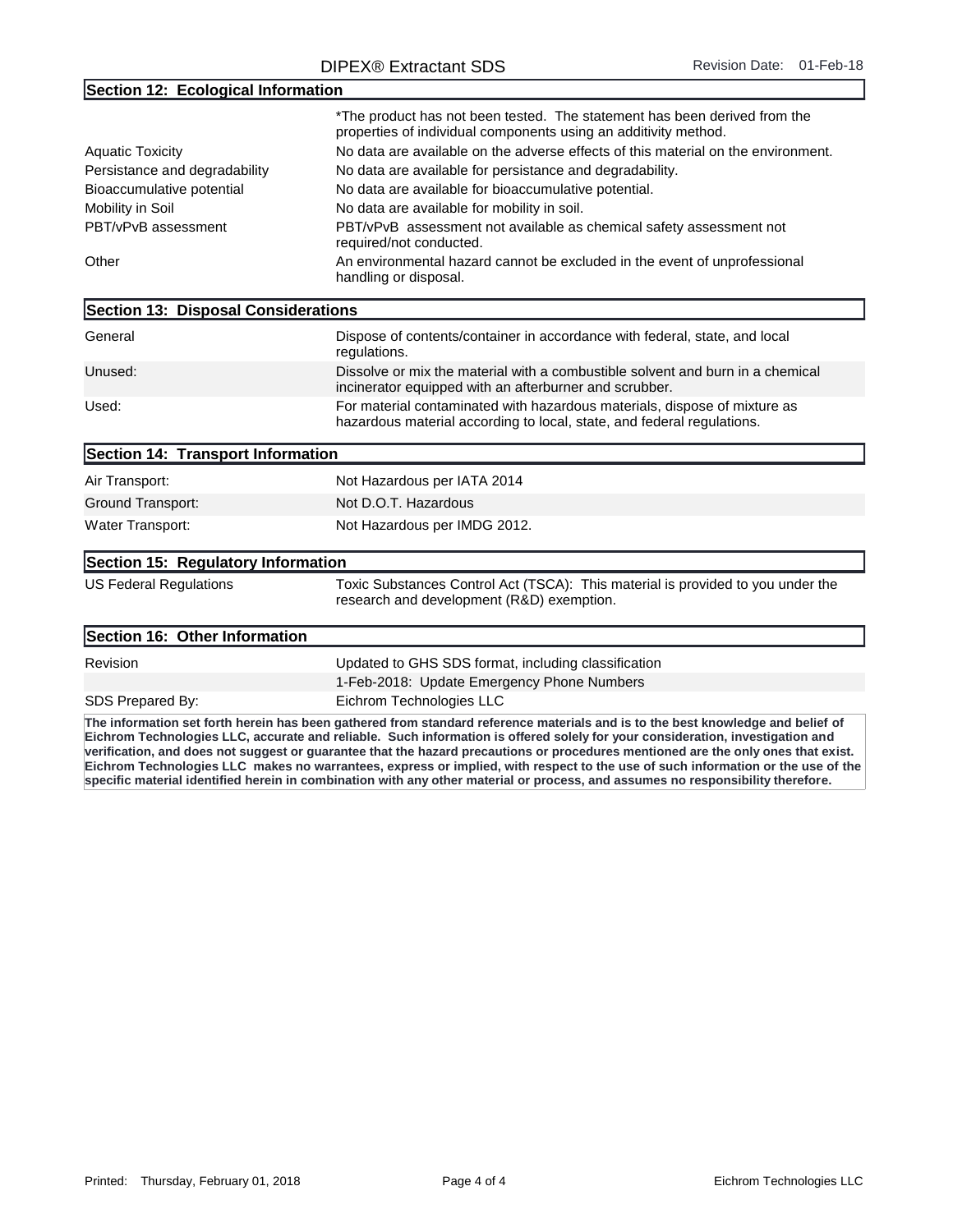## Section 12: Ecological Information

| | |
|---|---|
| | *The product has not been tested. The statement has been derived from the properties of individual components using an additivity method. |
| Aquatic Toxicity | No data are available on the adverse effects of this material on the environment. |
| Persistance and degradability | No data are available for persistance and degradability. |
| Bioaccumulative potential | No data are available for bioaccumulative potential. |
| Mobility in Soil | No data are available for mobility in soil. |
| PBT/vPvB assessment | PBT/vPvB assessment not available as chemical safety assessment not required/not conducted. |
| Other | An environmental hazard cannot be excluded in the event of unprofessional handling or disposal. |

## Section 13: Disposal Considerations

| | |
|---|---|
| General | Dispose of contents/container in accordance with federal, state, and local regulations. |
| Unused: | Dissolve or mix the material with a combustible solvent and burn in a chemical incinerator equipped with an afterburner and scrubber. |
| Used: | For material contaminated with hazardous materials, dispose of mixture as hazardous material according to local, state, and federal regulations. |

## Section 14: Transport Information

| | |
|---|---|
| Air Transport: | Not Hazardous per IATA 2014 |
| Ground Transport: | Not D.O.T. Hazardous |
| Water Transport: | Not Hazardous per IMDG 2012. |

## Section 15: Regulatory Information

| | |
|---|---|
| US Federal Regulations | Toxic Substances Control Act (TSCA): This material is provided to you under the research and development (R&D) exemption. |

## Section 16: Other Information

| | |
|---|---|
| Revision | Updated to GHS SDS format, including classification |
| | 1-Feb-2018: Update Emergency Phone Numbers |
| SDS Prepared By: | Eichrom Technologies LLC |

**The information set forth herein has been gathered from standard reference materials and is to the best knowledge and belief of Eichrom Technologies LLC, accurate and reliable. Such information is offered solely for your consideration, investigation and verification, and does not suggest or guarantee that the hazard precautions or procedures mentioned are the only ones that exist. Eichrom Technologies LLC makes no warrantees, express or implied, with respect to the use of such information or the use of the specific material identified herein in combination with any other material or process, and assumes no responsibility therefore.**